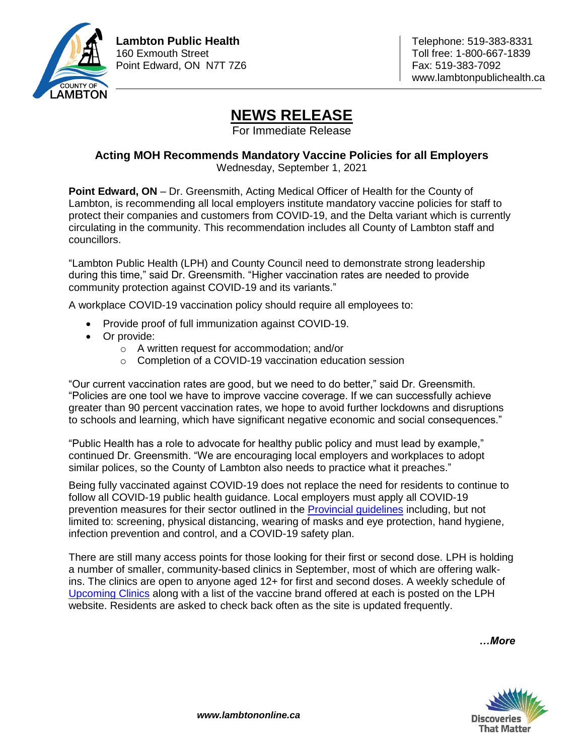**Lambton Public Health**
160 Exmouth Street
Point Edward, ON N7T 7Z6

Telephone: 519-383-8331
Toll free: 1-800-667-1839
Fax: 519-383-7092
www.lambtonpublichealth.ca

# NEWS RELEASE

For Immediate Release

### Acting MOH Recommends Mandatory Vaccine Policies for all Employers

Wednesday, September 1, 2021

**Point Edward, ON** – Dr. Greensmith, Acting Medical Officer of Health for the County of Lambton, is recommending all local employers institute mandatory vaccine policies for staff to protect their companies and customers from COVID-19, and the Delta variant which is currently circulating in the community. This recommendation includes all County of Lambton staff and councillors.

"Lambton Public Health (LPH) and County Council need to demonstrate strong leadership during this time," said Dr. Greensmith. "Higher vaccination rates are needed to provide community protection against COVID-19 and its variants."

A workplace COVID-19 vaccination policy should require all employees to:

- Provide proof of full immunization against COVID-19.
- Or provide:
    - A written request for accommodation; and/or
    - Completion of a COVID-19 vaccination education session

"Our current vaccination rates are good, but we need to do better," said Dr. Greensmith. "Policies are one tool we have to improve vaccine coverage. If we can successfully achieve greater than 90 percent vaccination rates, we hope to avoid further lockdowns and disruptions to schools and learning, which have significant negative economic and social consequences."

"Public Health has a role to advocate for healthy public policy and must lead by example," continued Dr. Greensmith. "We are encouraging local employers and workplaces to adopt similar polices, so the County of Lambton also needs to practice what it preaches."

Being fully vaccinated against COVID-19 does not replace the need for residents to continue to follow all COVID-19 public health guidance. Local employers must apply all COVID-19 prevention measures for their sector outlined in the Provincial guidelines including, but not limited to: screening, physical distancing, wearing of masks and eye protection, hand hygiene, infection prevention and control, and a COVID-19 safety plan.

There are still many access points for those looking for their first or second dose. LPH is holding a number of smaller, community-based clinics in September, most of which are offering walk-ins. The clinics are open to anyone aged 12+ for first and second doses. A weekly schedule of Upcoming Clinics along with a list of the vaccine brand offered at each is posted on the LPH website. Residents are asked to check back often as the site is updated frequently.

***…More***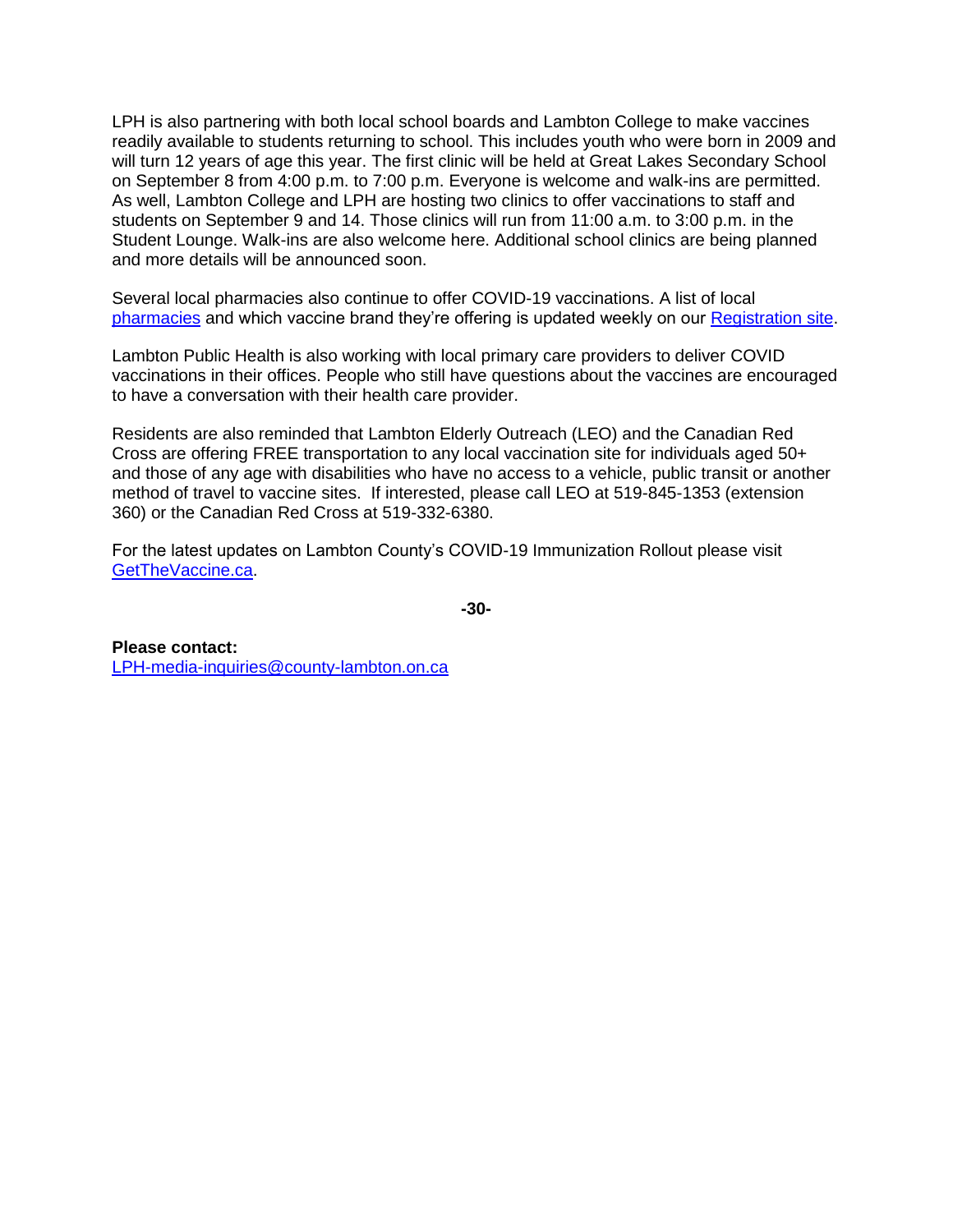LPH is also partnering with both local school boards and Lambton College to make vaccines readily available to students returning to school. This includes youth who were born in 2009 and will turn 12 years of age this year. The first clinic will be held at Great Lakes Secondary School on September 8 from 4:00 p.m. to 7:00 p.m. Everyone is welcome and walk-ins are permitted. As well, Lambton College and LPH are hosting two clinics to offer vaccinations to staff and students on September 9 and 14. Those clinics will run from 11:00 a.m. to 3:00 p.m. in the Student Lounge. Walk-ins are also welcome here. Additional school clinics are being planned and more details will be announced soon.

Several local pharmacies also continue to offer COVID-19 vaccinations. A list of local pharmacies and which vaccine brand they're offering is updated weekly on our Registration site.

Lambton Public Health is also working with local primary care providers to deliver COVID vaccinations in their offices. People who still have questions about the vaccines are encouraged to have a conversation with their health care provider.

Residents are also reminded that Lambton Elderly Outreach (LEO) and the Canadian Red Cross are offering FREE transportation to any local vaccination site for individuals aged 50+ and those of any age with disabilities who have no access to a vehicle, public transit or another method of travel to vaccine sites. If interested, please call LEO at 519-845-1353 (extension 360) or the Canadian Red Cross at 519-332-6380.

For the latest updates on Lambton County's COVID-19 Immunization Rollout please visit GetTheVaccine.ca.

**-30-**

**Please contact:**
LPH-media-inquiries@county-lambton.on.ca